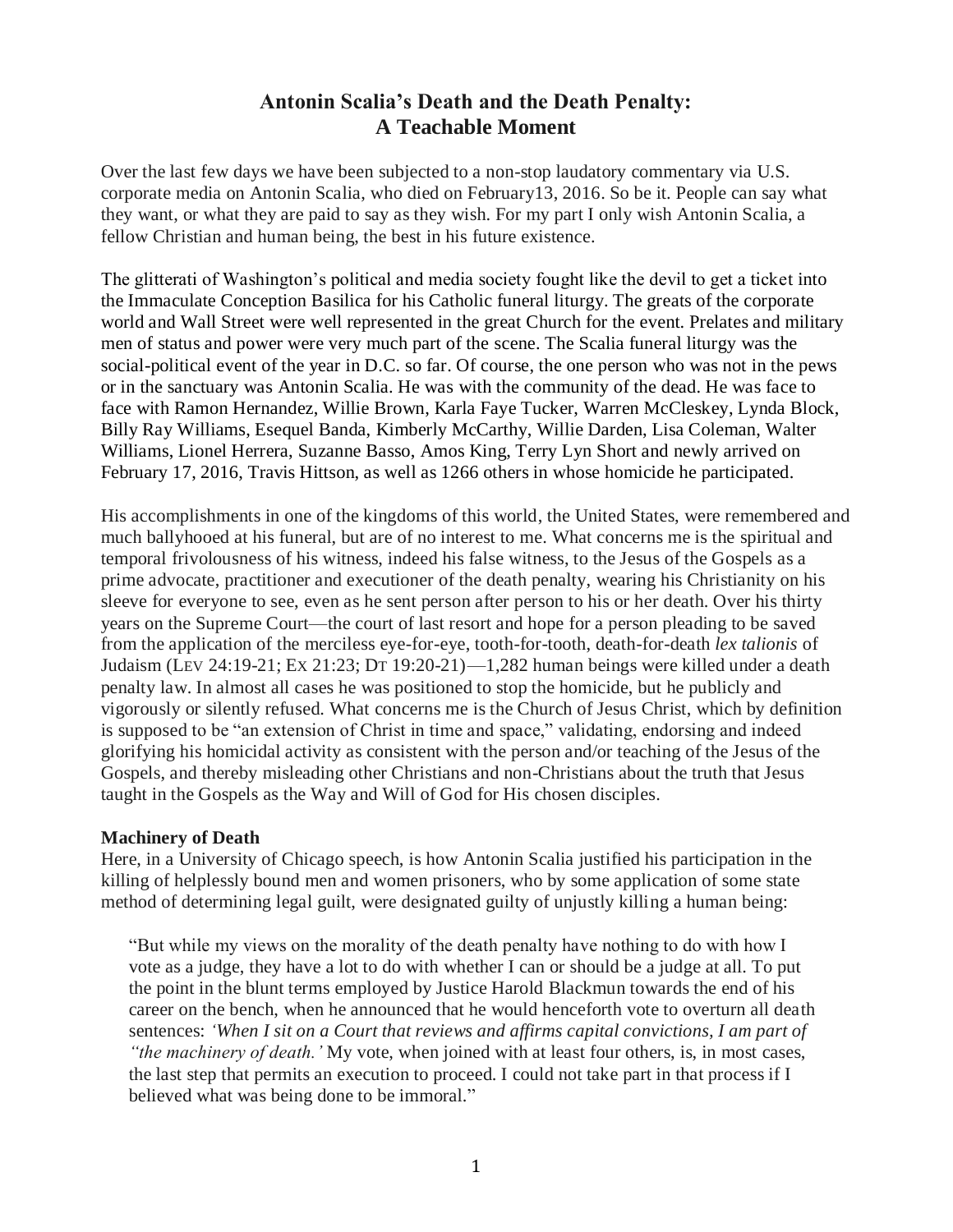# Antonin Scalia's Death and the Death Penalty: A Teachable Moment

Over the last few days we have been subjected to a non-stop laudatory commentary via U.S. corporate media on Antonin Scalia, who died on February13, 2016. So be it. People can say what they want, or what they are paid to say as they wish. For my part I only wish Antonin Scalia, a fellow Christian and human being, the best in his future existence.

The glitterati of Washington's political and media society fought like the devil to get a ticket into the Immaculate Conception Basilica for his Catholic funeral liturgy. The greats of the corporate world and Wall Street were well represented in the great Church for the event. Prelates and military men of status and power were very much part of the scene. The Scalia funeral liturgy was the social-political event of the year in D.C. so far. Of course, the one person who was not in the pews or in the sanctuary was Antonin Scalia. He was with the community of the dead. He was face to face with Ramon Hernandez, Willie Brown, Karla Faye Tucker, Warren McCleskey, Lynda Block, Billy Ray Williams, Esequel Banda, Kimberly McCarthy, Willie Darden, Lisa Coleman, Walter Williams, Lionel Herrera, Suzanne Basso, Amos King, Terry Lyn Short and newly arrived on February 17, 2016, Travis Hittson, as well as 1266 others in whose homicide he participated.

His accomplishments in one of the kingdoms of this world, the United States, were remembered and much ballyhooed at his funeral, but are of no interest to me. What concerns me is the spiritual and temporal frivolousness of his witness, indeed his false witness, to the Jesus of the Gospels as a prime advocate, practitioner and executioner of the death penalty, wearing his Christianity on his sleeve for everyone to see, even as he sent person after person to his or her death. Over his thirty years on the Supreme Court—the court of last resort and hope for a person pleading to be saved from the application of the merciless eye-for-eye, tooth-for-tooth, death-for-death *lex talionis* of Judaism (LEV 24:19-21; EX 21:23; DT 19:20-21)—1,282 human beings were killed under a death penalty law. In almost all cases he was positioned to stop the homicide, but he publicly and vigorously or silently refused. What concerns me is the Church of Jesus Christ, which by definition is supposed to be "an extension of Christ in time and space," validating, endorsing and indeed glorifying his homicidal activity as consistent with the person and/or teaching of the Jesus of the Gospels, and thereby misleading other Christians and non-Christians about the truth that Jesus taught in the Gospels as the Way and Will of God for His chosen disciples.

**Machinery of Death**

Here, in a University of Chicago speech, is how Antonin Scalia justified his participation in the killing of helplessly bound men and women prisoners, who by some application of some state method of determining legal guilt, were designated guilty of unjustly killing a human being:

> "But while my views on the morality of the death penalty have nothing to do with how I vote as a judge, they have a lot to do with whether I can or should be a judge at all. To put the point in the blunt terms employed by Justice Harold Blackmun towards the end of his career on the bench, when he announced that he would henceforth vote to overturn all death sentences: *'When I sit on a Court that reviews and affirms capital convictions, I am part of "the machinery of death.'* My vote, when joined with at least four others, is, in most cases, the last step that permits an execution to proceed. I could not take part in that process if I believed what was being done to be immoral."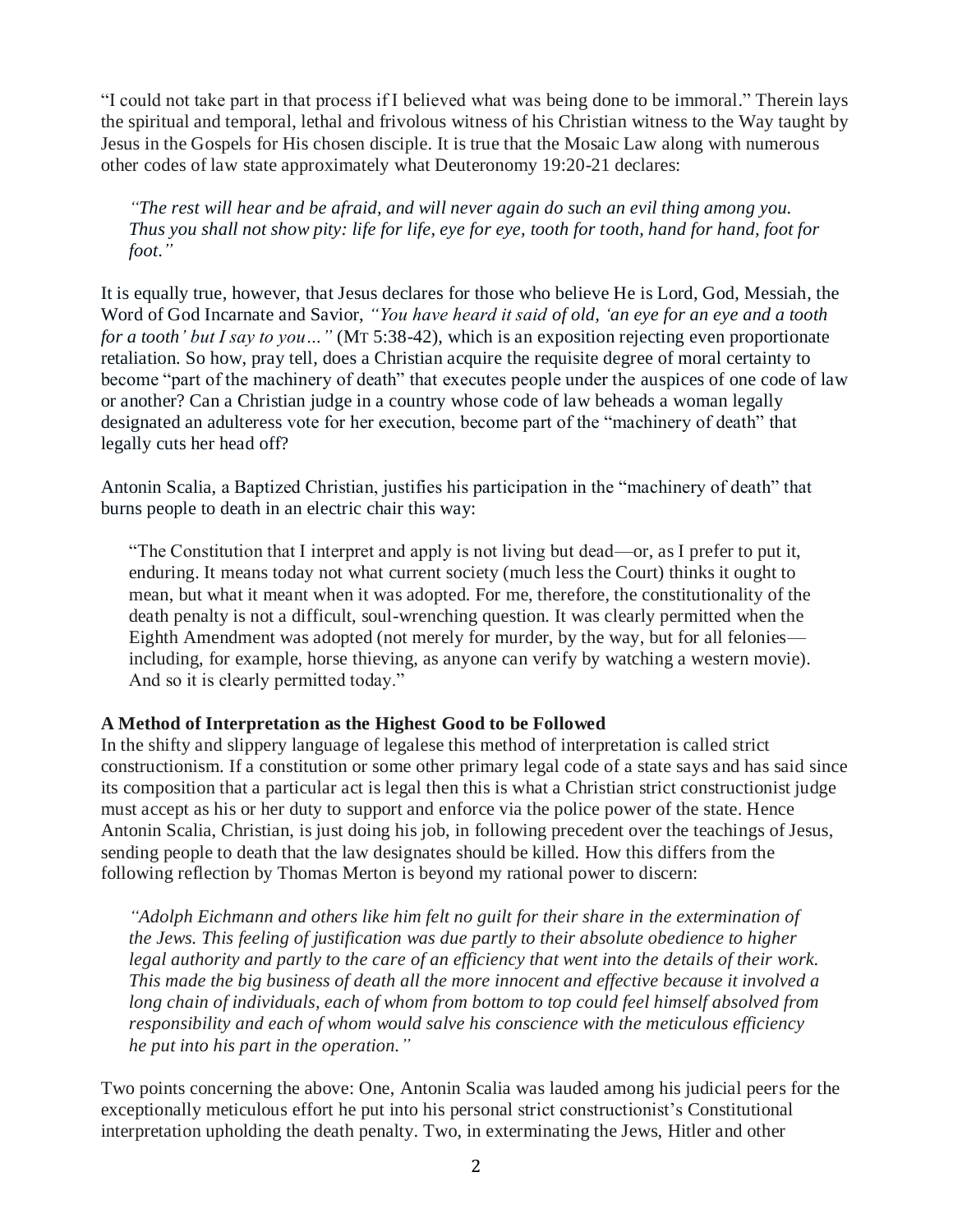"I could not take part in that process if I believed what was being done to be immoral." Therein lays the spiritual and temporal, lethal and frivolous witness of his Christian witness to the Way taught by Jesus in the Gospels for His chosen disciple. It is true that the Mosaic Law along with numerous other codes of law state approximately what Deuteronomy 19:20-21 declares:

> *"The rest will hear and be afraid, and will never again do such an evil thing among you. Thus you shall not show pity: life for life, eye for eye, tooth for tooth, hand for hand, foot for foot."*

It is equally true, however, that Jesus declares for those who believe He is Lord, God, Messiah, the Word of God Incarnate and Savior, *"You have heard it said of old, 'an eye for an eye and a tooth for a tooth' but I say to you…"* (MT 5:38-42), which is an exposition rejecting even proportionate retaliation. So how, pray tell, does a Christian acquire the requisite degree of moral certainty to become "part of the machinery of death" that executes people under the auspices of one code of law or another? Can a Christian judge in a country whose code of law beheads a woman legally designated an adulteress vote for her execution, become part of the "machinery of death" that legally cuts her head off?

Antonin Scalia, a Baptized Christian, justifies his participation in the "machinery of death" that burns people to death in an electric chair this way:

> "The Constitution that I interpret and apply is not living but dead—or, as I prefer to put it, enduring. It means today not what current society (much less the Court) thinks it ought to mean, but what it meant when it was adopted. For me, therefore, the constitutionality of the death penalty is not a difficult, soul-wrenching question. It was clearly permitted when the Eighth Amendment was adopted (not merely for murder, by the way, but for all felonies—including, for example, horse thieving, as anyone can verify by watching a western movie). And so it is clearly permitted today."

**A Method of Interpretation as the Highest Good to be Followed**

In the shifty and slippery language of legalese this method of interpretation is called strict constructionism. If a constitution or some other primary legal code of a state says and has said since its composition that a particular act is legal then this is what a Christian strict constructionist judge must accept as his or her duty to support and enforce via the police power of the state. Hence Antonin Scalia, Christian, is just doing his job, in following precedent over the teachings of Jesus, sending people to death that the law designates should be killed. How this differs from the following reflection by Thomas Merton is beyond my rational power to discern:

> *"Adolph Eichmann and others like him felt no guilt for their share in the extermination of the Jews. This feeling of justification was due partly to their absolute obedience to higher legal authority and partly to the care of an efficiency that went into the details of their work. This made the big business of death all the more innocent and effective because it involved a long chain of individuals, each of whom from bottom to top could feel himself absolved from responsibility and each of whom would salve his conscience with the meticulous efficiency he put into his part in the operation."*

Two points concerning the above: One, Antonin Scalia was lauded among his judicial peers for the exceptionally meticulous effort he put into his personal strict constructionist's Constitutional interpretation upholding the death penalty. Two, in exterminating the Jews, Hitler and other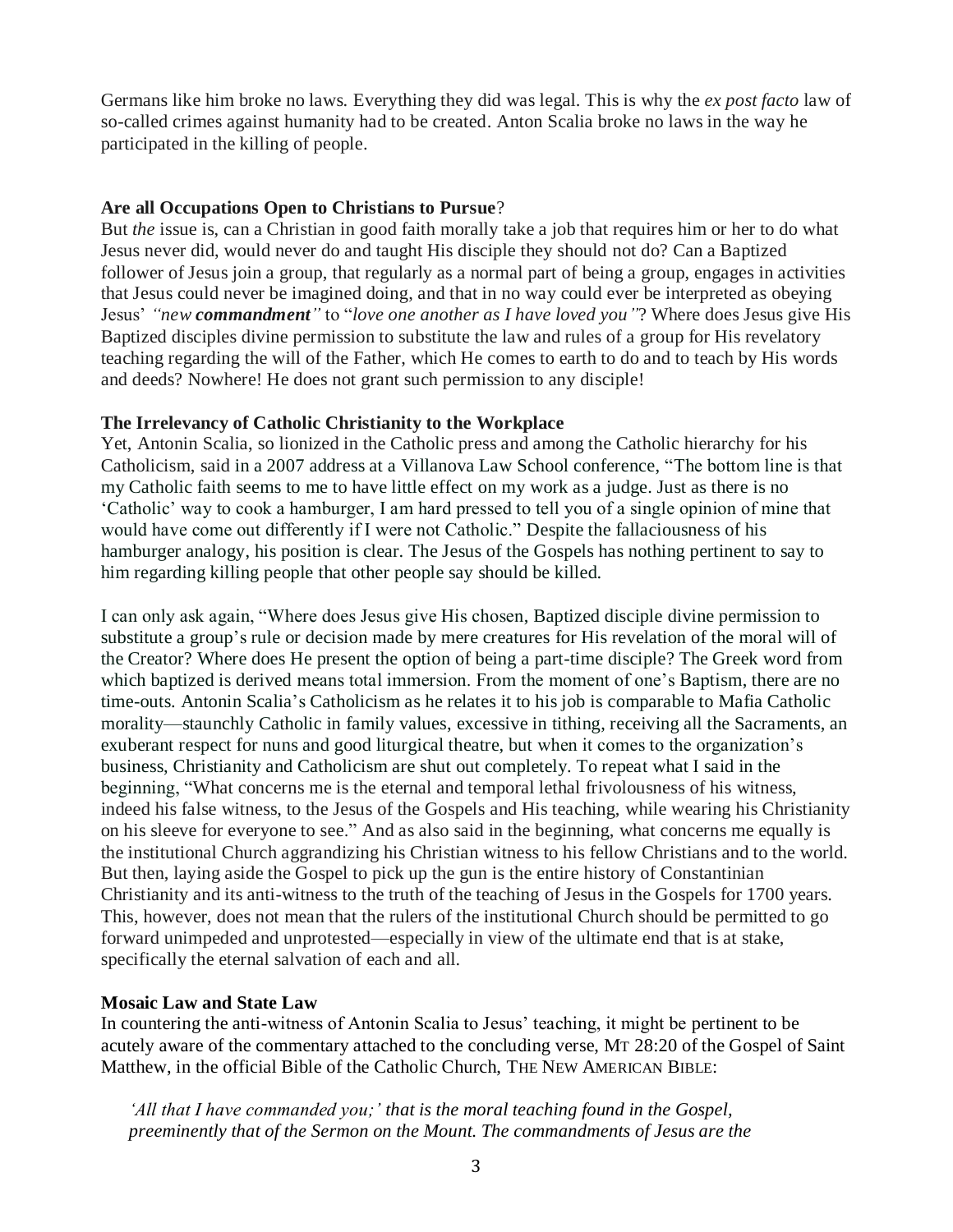Germans like him broke no laws. Everything they did was legal. This is why the *ex post facto* law of so-called crimes against humanity had to be created. Anton Scalia broke no laws in the way he participated in the killing of people.

**Are all Occupations Open to Christians to Pursue**?

But *the* issue is, can a Christian in good faith morally take a job that requires him or her to do what Jesus never did, would never do and taught His disciple they should not do? Can a Baptized follower of Jesus join a group, that regularly as a normal part of being a group, engages in activities that Jesus could never be imagined doing, and that in no way could ever be interpreted as obeying Jesus' *"new **commandment**"* to "*love one another as I have loved you"*? Where does Jesus give His Baptized disciples divine permission to substitute the law and rules of a group for His revelatory teaching regarding the will of the Father, which He comes to earth to do and to teach by His words and deeds? Nowhere! He does not grant such permission to any disciple!

**The Irrelevancy of Catholic Christianity to the Workplace**

Yet, Antonin Scalia, so lionized in the Catholic press and among the Catholic hierarchy for his Catholicism, said in a 2007 address at a Villanova Law School conference, "The bottom line is that my Catholic faith seems to me to have little effect on my work as a judge. Just as there is no 'Catholic' way to cook a hamburger, I am hard pressed to tell you of a single opinion of mine that would have come out differently if I were not Catholic." Despite the fallaciousness of his hamburger analogy, his position is clear. The Jesus of the Gospels has nothing pertinent to say to him regarding killing people that other people say should be killed.

I can only ask again, "Where does Jesus give His chosen, Baptized disciple divine permission to substitute a group's rule or decision made by mere creatures for His revelation of the moral will of the Creator? Where does He present the option of being a part-time disciple? The Greek word from which baptized is derived means total immersion. From the moment of one's Baptism, there are no time-outs. Antonin Scalia's Catholicism as he relates it to his job is comparable to Mafia Catholic morality—staunchly Catholic in family values, excessive in tithing, receiving all the Sacraments, an exuberant respect for nuns and good liturgical theatre, but when it comes to the organization's business, Christianity and Catholicism are shut out completely. To repeat what I said in the beginning, "What concerns me is the eternal and temporal lethal frivolousness of his witness, indeed his false witness, to the Jesus of the Gospels and His teaching, while wearing his Christianity on his sleeve for everyone to see." And as also said in the beginning, what concerns me equally is the institutional Church aggrandizing his Christian witness to his fellow Christians and to the world. But then, laying aside the Gospel to pick up the gun is the entire history of Constantinian Christianity and its anti-witness to the truth of the teaching of Jesus in the Gospels for 1700 years. This, however, does not mean that the rulers of the institutional Church should be permitted to go forward unimpeded and unprotested—especially in view of the ultimate end that is at stake, specifically the eternal salvation of each and all.

**Mosaic Law and State Law**

In countering the anti-witness of Antonin Scalia to Jesus' teaching, it might be pertinent to be acutely aware of the commentary attached to the concluding verse, MT 28:20 of the Gospel of Saint Matthew, in the official Bible of the Catholic Church, THE NEW AMERICAN BIBLE:

> *'All that I have commanded you;' that is the moral teaching found in the Gospel, preeminently that of the Sermon on the Mount. The commandments of Jesus are the*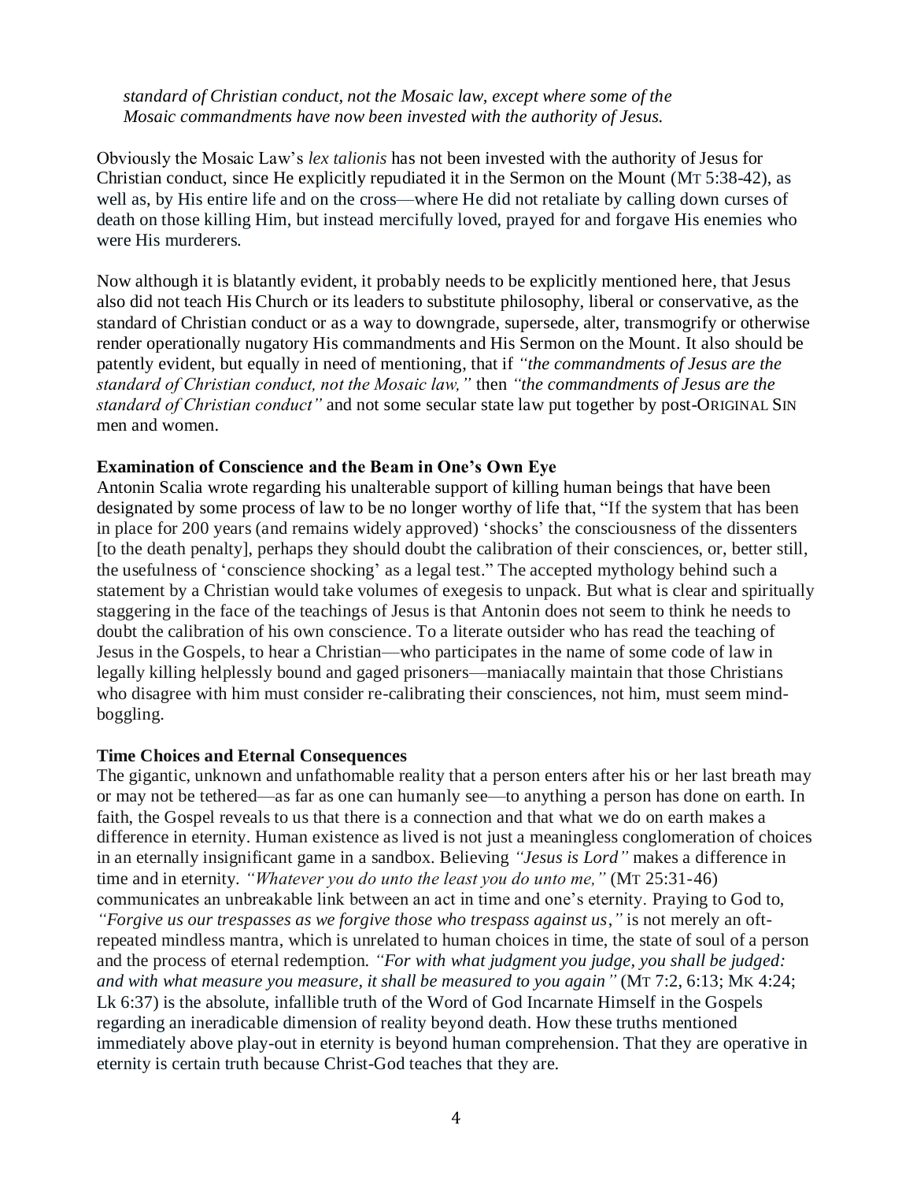*standard of Christian conduct, not the Mosaic law, except where some of the Mosaic commandments have now been invested with the authority of Jesus.*

Obviously the Mosaic Law's *lex talionis* has not been invested with the authority of Jesus for Christian conduct, since He explicitly repudiated it in the Sermon on the Mount (MT 5:38-42), as well as, by His entire life and on the cross—where He did not retaliate by calling down curses of death on those killing Him, but instead mercifully loved, prayed for and forgave His enemies who were His murderers.

Now although it is blatantly evident, it probably needs to be explicitly mentioned here, that Jesus also did not teach His Church or its leaders to substitute philosophy, liberal or conservative, as the standard of Christian conduct or as a way to downgrade, supersede, alter, transmogrify or otherwise render operationally nugatory His commandments and His Sermon on the Mount. It also should be patently evident, but equally in need of mentioning, that if *"the commandments of Jesus are the standard of Christian conduct, not the Mosaic law,"* then *"the commandments of Jesus are the standard of Christian conduct"* and not some secular state law put together by post-ORIGINAL SIN men and women.

**Examination of Conscience and the Beam in One's Own Eye**

Antonin Scalia wrote regarding his unalterable support of killing human beings that have been designated by some process of law to be no longer worthy of life that, "If the system that has been in place for 200 years (and remains widely approved) 'shocks' the consciousness of the dissenters [to the death penalty], perhaps they should doubt the calibration of their consciences, or, better still, the usefulness of 'conscience shocking' as a legal test." The accepted mythology behind such a statement by a Christian would take volumes of exegesis to unpack. But what is clear and spiritually staggering in the face of the teachings of Jesus is that Antonin does not seem to think he needs to doubt the calibration of his own conscience. To a literate outsider who has read the teaching of Jesus in the Gospels, to hear a Christian—who participates in the name of some code of law in legally killing helplessly bound and gaged prisoners—maniacally maintain that those Christians who disagree with him must consider re-calibrating their consciences, not him, must seem mind-boggling.

**Time Choices and Eternal Consequences**

The gigantic, unknown and unfathomable reality that a person enters after his or her last breath may or may not be tethered—as far as one can humanly see—to anything a person has done on earth. In faith, the Gospel reveals to us that there is a connection and that what we do on earth makes a difference in eternity. Human existence as lived is not just a meaningless conglomeration of choices in an eternally insignificant game in a sandbox. Believing *"Jesus is Lord"* makes a difference in time and in eternity. *"Whatever you do unto the least you do unto me,"* (MT 25:31-46) communicates an unbreakable link between an act in time and one's eternity. Praying to God to, *"Forgive us our trespasses as we forgive those who trespass against us,"* is not merely an oft-repeated mindless mantra, which is unrelated to human choices in time, the state of soul of a person and the process of eternal redemption. *"For with what judgment you judge, you shall be judged: and with what measure you measure, it shall be measured to you again"* (MT 7:2, 6:13; MK 4:24; Lk 6:37) is the absolute, infallible truth of the Word of God Incarnate Himself in the Gospels regarding an ineradicable dimension of reality beyond death. How these truths mentioned immediately above play-out in eternity is beyond human comprehension. That they are operative in eternity is certain truth because Christ-God teaches that they are.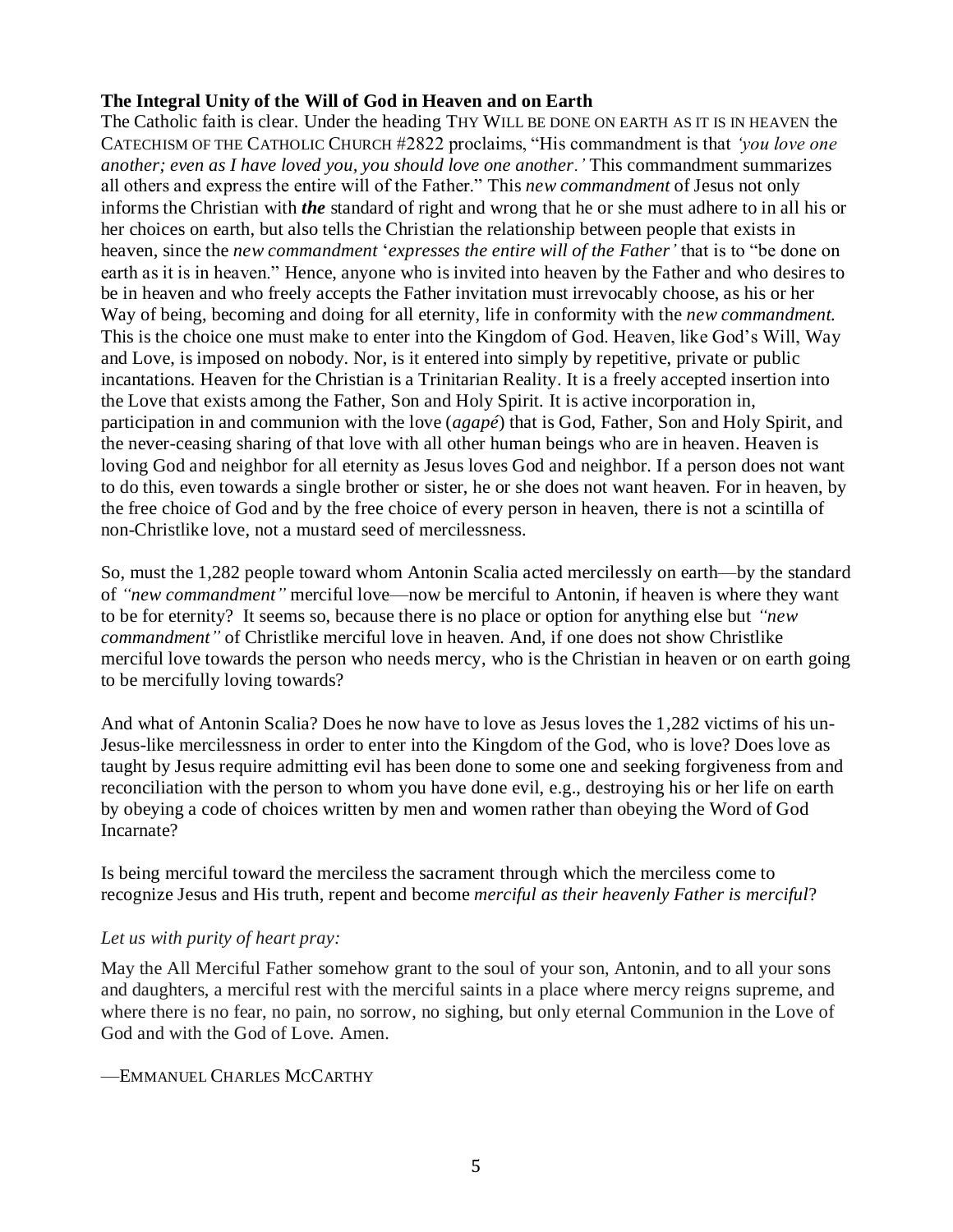**The Integral Unity of the Will of God in Heaven and on Earth**

The Catholic faith is clear. Under the heading THY WILL BE DONE ON EARTH AS IT IS IN HEAVEN the CATECHISM OF THE CATHOLIC CHURCH #2822 proclaims, "His commandment is that *'you love one another; even as I have loved you, you should love one another.'* This commandment summarizes all others and express the entire will of the Father." This *new commandment* of Jesus not only informs the Christian with ***the*** standard of right and wrong that he or she must adhere to in all his or her choices on earth, but also tells the Christian the relationship between people that exists in heaven, since the *new commandment* '*expresses the entire will of the Father'* that is to "be done on earth as it is in heaven." Hence, anyone who is invited into heaven by the Father and who desires to be in heaven and who freely accepts the Father invitation must irrevocably choose, as his or her Way of being, becoming and doing for all eternity, life in conformity with the *new commandment.* This is the choice one must make to enter into the Kingdom of God. Heaven, like God's Will, Way and Love, is imposed on nobody. Nor, is it entered into simply by repetitive, private or public incantations. Heaven for the Christian is a Trinitarian Reality. It is a freely accepted insertion into the Love that exists among the Father, Son and Holy Spirit. It is active incorporation in, participation in and communion with the love (*agapé*) that is God, Father, Son and Holy Spirit, and the never-ceasing sharing of that love with all other human beings who are in heaven. Heaven is loving God and neighbor for all eternity as Jesus loves God and neighbor. If a person does not want to do this, even towards a single brother or sister, he or she does not want heaven. For in heaven, by the free choice of God and by the free choice of every person in heaven, there is not a scintilla of non-Christlike love, not a mustard seed of mercilessness.

So, must the 1,282 people toward whom Antonin Scalia acted mercilessly on earth—by the standard of *"new commandment"* merciful love—now be merciful to Antonin, if heaven is where they want to be for eternity? It seems so, because there is no place or option for anything else but *"new commandment"* of Christlike merciful love in heaven. And, if one does not show Christlike merciful love towards the person who needs mercy, who is the Christian in heaven or on earth going to be mercifully loving towards?

And what of Antonin Scalia? Does he now have to love as Jesus loves the 1,282 victims of his un-Jesus-like mercilessness in order to enter into the Kingdom of the God, who is love? Does love as taught by Jesus require admitting evil has been done to some one and seeking forgiveness from and reconciliation with the person to whom you have done evil, e.g., destroying his or her life on earth by obeying a code of choices written by men and women rather than obeying the Word of God Incarnate?

Is being merciful toward the merciless the sacrament through which the merciless come to recognize Jesus and His truth, repent and become *merciful as their heavenly Father is merciful*?

*Let us with purity of heart pray:*

May the All Merciful Father somehow grant to the soul of your son, Antonin, and to all your sons and daughters, a merciful rest with the merciful saints in a place where mercy reigns supreme, and where there is no fear, no pain, no sorrow, no sighing, but only eternal Communion in the Love of God and with the God of Love. Amen.

—EMMANUEL CHARLES MCCARTHY